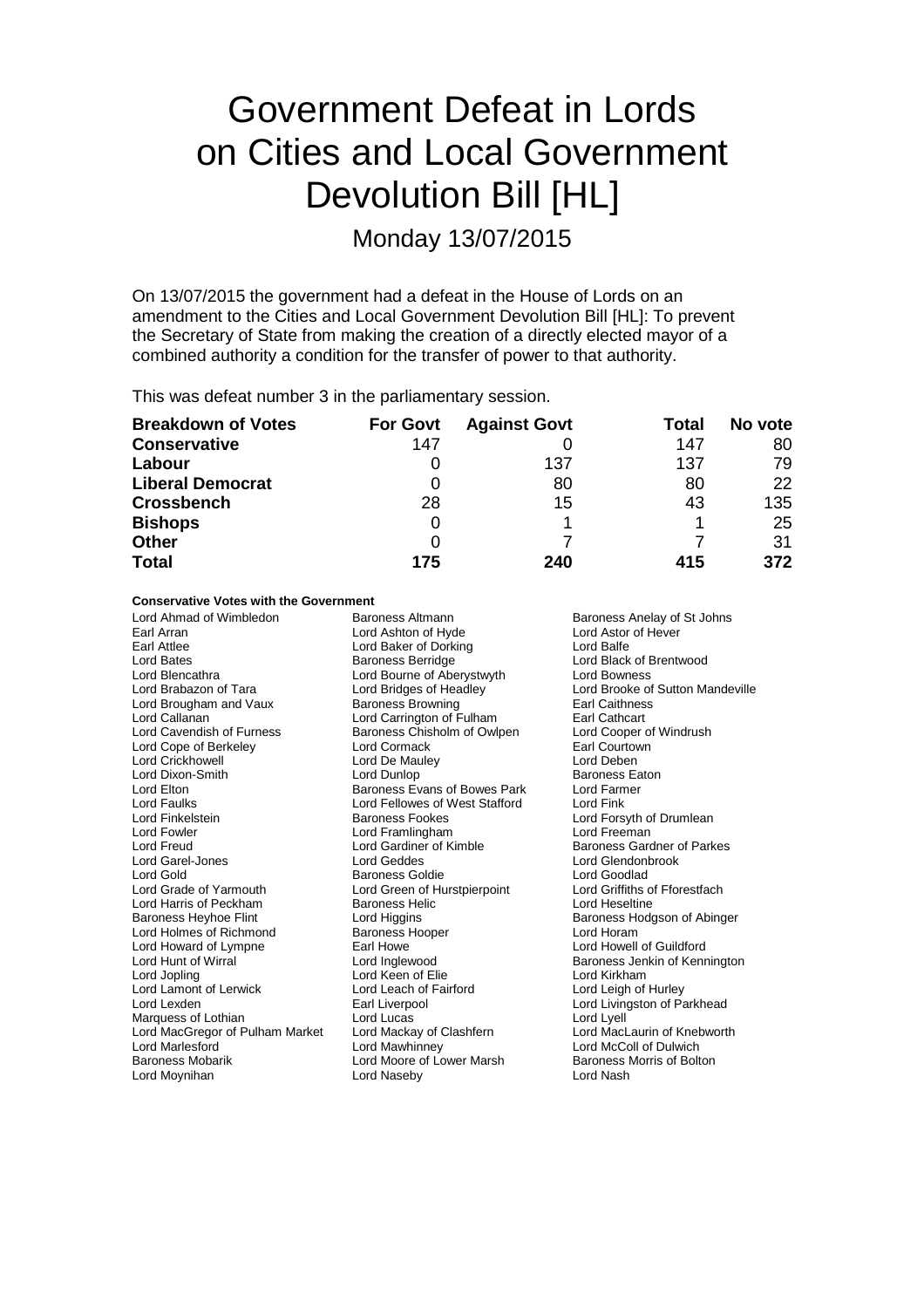# Government Defeat in Lords on Cities and Local Government Devolution Bill [HL]

Monday 13/07/2015

On 13/07/2015 the government had a defeat in the House of Lords on an amendment to the Cities and Local Government Devolution Bill [HL]: To prevent the Secretary of State from making the creation of a directly elected mayor of a combined authority a condition for the transfer of power to that authority.

This was defeat number 3 in the parliamentary session.

| Breakdown of Votes | For Govt | Against Govt | Total | No vote |
|---|---|---|---|---|
| **Conservative** | 147 | 0 | 147 | 80 |
| **Labour** | 0 | 137 | 137 | 79 |
| **Liberal Democrat** | 0 | 80 | 80 | 22 |
| **Crossbench** | 28 | 15 | 43 | 135 |
| **Bishops** | 0 | 1 | 1 | 25 |
| **Other** | 0 | 7 | 7 | 31 |
| **Total** | **175** | **240** | **415** | **372** |

**Conservative Votes with the Government**

Lord Ahmad of Wimbledon
Baroness Altmann
Baroness Anelay of St Johns
Earl Arran
Lord Ashton of Hyde
Lord Astor of Hever
Earl Attlee
Lord Baker of Dorking
Lord Balfe
Lord Bates
Baroness Berridge
Lord Black of Brentwood
Lord Blencathra
Lord Bourne of Aberystwyth
Lord Bowness
Lord Brabazon of Tara
Lord Bridges of Headley
Lord Brooke of Sutton Mandeville
Lord Brougham and Vaux
Baroness Browning
Earl Caithness
Lord Callanan
Lord Carrington of Fulham
Earl Cathcart
Lord Cavendish of Furness
Baroness Chisholm of Owlpen
Lord Cooper of Windrush
Lord Cope of Berkeley
Lord Cormack
Earl Courtown
Lord Crickhowell
Lord De Mauley
Lord Deben
Lord Dixon-Smith
Lord Dunlop
Baroness Eaton
Lord Elton
Baroness Evans of Bowes Park
Lord Farmer
Lord Faulks
Lord Fellowes of West Stafford
Lord Fink
Lord Finkelstein
Baroness Fookes
Lord Forsyth of Drumlean
Lord Fowler
Lord Framlingham
Lord Freeman
Lord Freud
Lord Gardiner of Kimble
Baroness Gardner of Parkes
Lord Garel-Jones
Lord Geddes
Lord Glendonbrook
Lord Gold
Baroness Goldie
Lord Goodlad
Lord Grade of Yarmouth
Lord Green of Hurstpierpoint
Lord Griffiths of Fforestfach
Lord Harris of Peckham
Baroness Helic
Lord Heseltine
Baroness Heyhoe Flint
Lord Higgins
Baroness Hodgson of Abinger
Lord Holmes of Richmond
Baroness Hooper
Lord Horam
Lord Howard of Lympne
Earl Howe
Lord Howell of Guildford
Lord Hunt of Wirral
Lord Inglewood
Baroness Jenkin of Kennington
Lord Jopling
Lord Keen of Elie
Lord Kirkham
Lord Lamont of Lerwick
Lord Leach of Fairford
Lord Leigh of Hurley
Lord Lexden
Earl Liverpool
Lord Livingston of Parkhead
Marquess of Lothian
Lord Lucas
Lord Lyell
Lord MacGregor of Pulham Market
Lord Mackay of Clashfern
Lord MacLaurin of Knebworth
Lord Marlesford
Lord Mawhinney
Lord McColl of Dulwich
Baroness Mobarik
Lord Moore of Lower Marsh
Baroness Morris of Bolton
Lord Moynihan
Lord Naseby
Lord Nash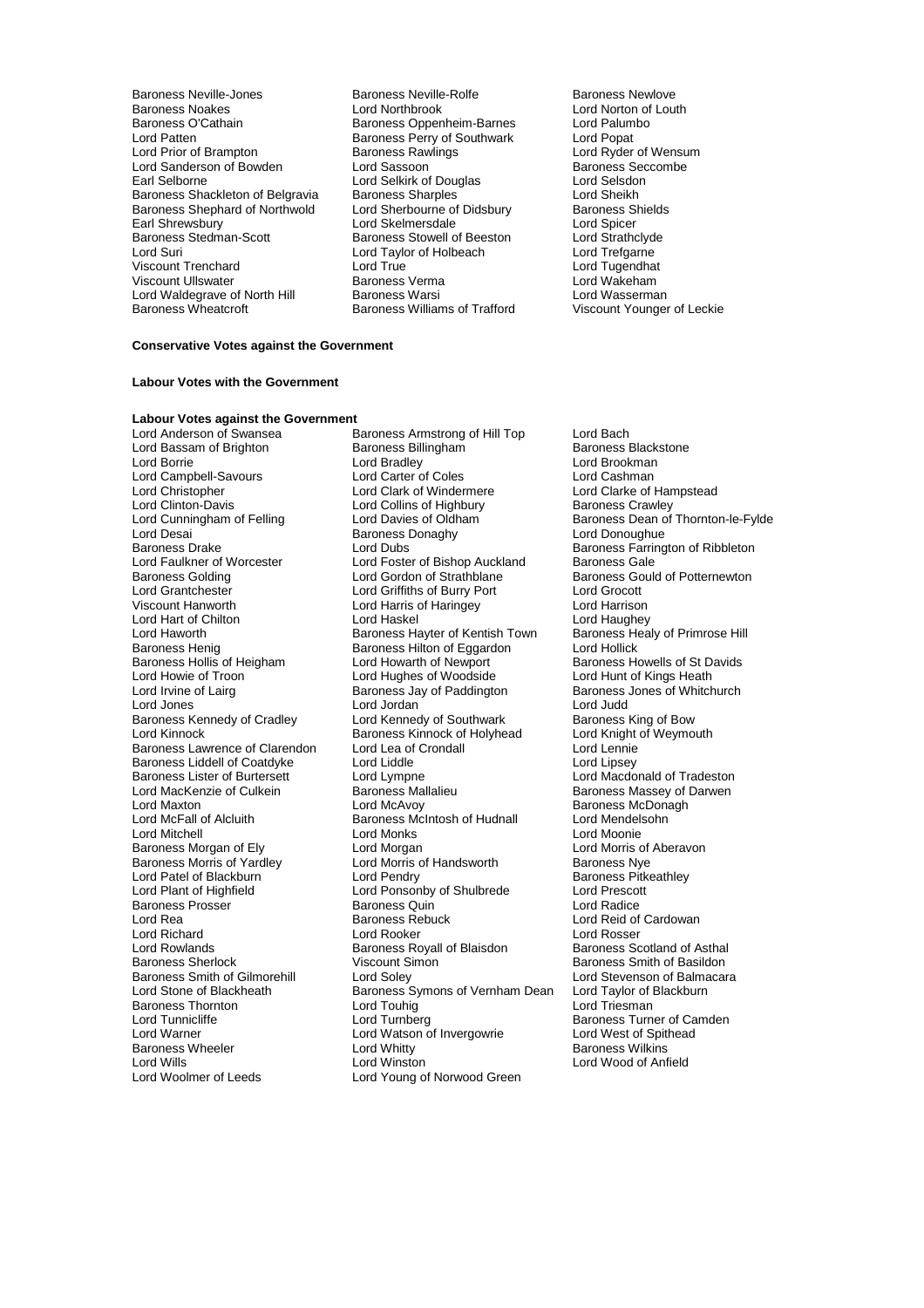Baroness Neville-Jones
Baroness Neville-Rolfe
Baroness Newlove
Baroness Noakes
Lord Northbrook
Lord Norton of Louth
Baroness O'Cathain
Baroness Oppenheim-Barnes
Lord Palumbo
Lord Patten
Baroness Perry of Southwark
Lord Popat
Lord Prior of Brampton
Baroness Rawlings
Lord Ryder of Wensum
Lord Sanderson of Bowden
Lord Sassoon
Baroness Seccombe
Earl Selborne
Lord Selkirk of Douglas
Lord Selsdon
Baroness Shackleton of Belgravia
Baroness Sharples
Lord Sheikh
Baroness Shephard of Northwold
Lord Sherbourne of Didsbury
Baroness Shields
Earl Shrewsbury
Lord Skelmersdale
Lord Spicer
Baroness Stedman-Scott
Baroness Stowell of Beeston
Lord Strathclyde
Lord Suri
Lord Taylor of Holbeach
Lord Trefgarne
Viscount Trenchard
Lord True
Lord Tugendhat
Viscount Ullswater
Baroness Verma
Lord Wakeham
Lord Waldegrave of North Hill
Baroness Warsi
Lord Wasserman
Baroness Wheatcroft
Baroness Williams of Trafford
Viscount Younger of Leckie

**Conservative Votes against the Government**

**Labour Votes with the Government**

**Labour Votes against the Government**

Lord Anderson of Swansea
Baroness Armstrong of Hill Top
Lord Bach
Lord Bassam of Brighton
Baroness Billingham
Baroness Blackstone
Lord Borrie
Lord Bradley
Lord Brookman
Lord Campbell-Savours
Lord Carter of Coles
Lord Cashman
Lord Christopher
Lord Clark of Windermere
Lord Clarke of Hampstead
Lord Clinton-Davis
Lord Collins of Highbury
Baroness Crawley
Lord Cunningham of Felling
Lord Davies of Oldham
Baroness Dean of Thornton-le-Fylde
Lord Desai
Baroness Donaghy
Lord Donoughue
Baroness Drake
Lord Dubs
Baroness Farrington of Ribbleton
Lord Faulkner of Worcester
Lord Foster of Bishop Auckland
Baroness Gale
Baroness Golding
Lord Gordon of Strathblane
Baroness Gould of Potternewton
Lord Grantchester
Lord Griffiths of Burry Port
Lord Grocott
Viscount Hanworth
Lord Harris of Haringey
Lord Harrison
Lord Hart of Chilton
Lord Haskel
Lord Haughey
Lord Haworth
Baroness Hayter of Kentish Town
Baroness Healy of Primrose Hill
Baroness Henig
Baroness Hilton of Eggardon
Lord Hollick
Baroness Hollis of Heigham
Lord Howarth of Newport
Baroness Howells of St Davids
Lord Howie of Troon
Lord Hughes of Woodside
Lord Hunt of Kings Heath
Lord Irvine of Lairg
Baroness Jay of Paddington
Baroness Jones of Whitchurch
Lord Jones
Lord Jordan
Lord Judd
Baroness Kennedy of Cradley
Lord Kennedy of Southwark
Baroness King of Bow
Lord Kinnock
Baroness Kinnock of Holyhead
Lord Knight of Weymouth
Baroness Lawrence of Clarendon
Lord Lea of Crondall
Lord Lennie
Baroness Liddell of Coatdyke
Lord Liddle
Lord Lipsey
Baroness Lister of Burtersett
Lord Lympne
Lord Macdonald of Tradeston
Lord MacKenzie of Culkein
Baroness Mallalieu
Baroness Massey of Darwen
Lord Maxton
Lord McAvoy
Baroness McDonagh
Lord McFall of Alcluith
Baroness McIntosh of Hudnall
Lord Mendelsohn
Lord Mitchell
Lord Monks
Lord Moonie
Baroness Morgan of Ely
Lord Morgan
Lord Morris of Aberavon
Baroness Morris of Yardley
Lord Morris of Handsworth
Baroness Nye
Lord Patel of Blackburn
Lord Pendry
Baroness Pitkeathley
Lord Plant of Highfield
Lord Ponsonby of Shulbrede
Lord Prescott
Baroness Prosser
Baroness Quin
Lord Radice
Lord Rea
Baroness Rebuck
Lord Reid of Cardowan
Lord Richard
Lord Rooker
Lord Rosser
Lord Rowlands
Baroness Royall of Blaisdon
Baroness Scotland of Asthal
Baroness Sherlock
Viscount Simon
Baroness Smith of Basildon
Baroness Smith of Gilmorehill
Lord Soley
Lord Stevenson of Balmacara
Lord Stone of Blackheath
Baroness Symons of Vernham Dean
Lord Taylor of Blackburn
Baroness Thornton
Lord Touhig
Lord Triesman
Lord Tunnicliffe
Lord Turnberg
Baroness Turner of Camden
Lord Warner
Lord Watson of Invergowrie
Lord West of Spithead
Baroness Wheeler
Lord Whitty
Baroness Wilkins
Lord Wills
Lord Winston
Lord Wood of Anfield
Lord Woolmer of Leeds
Lord Young of Norwood Green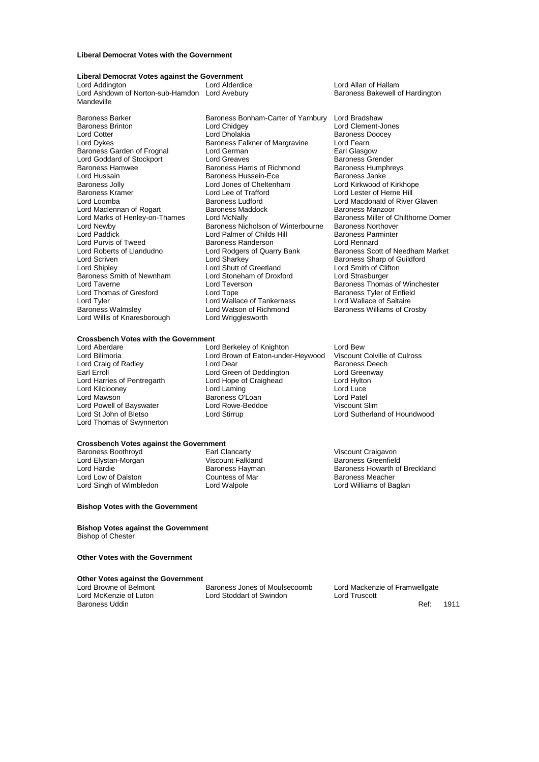**Liberal Democrat Votes with the Government**

**Liberal Democrat Votes against the Government**

Lord Addington
Lord Alderdice
Lord Allan of Hallam
Lord Ashdown of Norton-sub-Hamdon
Lord Avebury
Baroness Bakewell of Hardington Mandeville
Baroness Barker
Baroness Bonham-Carter of Yarnbury
Lord Bradshaw
Baroness Brinton
Lord Chidgey
Lord Clement-Jones
Lord Cotter
Lord Dholakia
Baroness Doocey
Lord Dykes
Baroness Falkner of Margravine
Lord Fearn
Baroness Garden of Frognal
Lord German
Earl Glasgow
Lord Goddard of Stockport
Lord Greaves
Baroness Grender
Baroness Hamwee
Baroness Harris of Richmond
Baroness Humphreys
Lord Hussain
Baroness Hussein-Ece
Baroness Janke
Baroness Jolly
Lord Jones of Cheltenham
Lord Kirkwood of Kirkhope
Baroness Kramer
Lord Lee of Trafford
Lord Lester of Herne Hill
Lord Loomba
Baroness Ludford
Lord Macdonald of River Glaven
Lord Maclennan of Rogart
Baroness Maddock
Baroness Manzoor
Lord Marks of Henley-on-Thames
Lord McNally
Baroness Miller of Chilthorne Domer
Lord Newby
Baroness Nicholson of Winterbourne
Baroness Northover
Lord Paddick
Lord Palmer of Childs Hill
Baroness Parminter
Lord Purvis of Tweed
Baroness Randerson
Lord Rennard
Lord Roberts of Llandudno
Lord Rodgers of Quarry Bank
Baroness Scott of Needham Market
Lord Scriven
Lord Sharkey
Baroness Sharp of Guildford
Lord Shipley
Lord Shutt of Greetland
Lord Smith of Clifton
Baroness Smith of Newnham
Lord Stoneham of Droxford
Lord Strasburger
Lord Taverne
Lord Teverson
Baroness Thomas of Winchester
Lord Thomas of Gresford
Lord Tope
Baroness Tyler of Enfield
Lord Tyler
Lord Wallace of Tankerness
Lord Wallace of Saltaire
Baroness Walmsley
Lord Watson of Richmond
Baroness Williams of Crosby
Lord Willis of Knaresborough
Lord Wrigglesworth

**Crossbench Votes with the Government**

Lord Aberdare
Lord Berkeley of Knighton
Lord Bew
Lord Bilimoria
Lord Brown of Eaton-under-Heywood
Viscount Colville of Culross
Lord Craig of Radley
Lord Dear
Baroness Deech
Earl Erroll
Lord Green of Deddington
Lord Greenway
Lord Harries of Pentregarth
Lord Hope of Craighead
Lord Hylton
Lord Kilclooney
Lord Laming
Lord Luce
Lord Mawson
Baroness O'Loan
Lord Patel
Lord Powell of Bayswater
Lord Rowe-Beddoe
Viscount Slim
Lord St John of Bletso
Lord Stirrup
Lord Sutherland of Houndwood
Lord Thomas of Swynnerton

**Crossbench Votes against the Government**

Baroness Boothroyd
Earl Clancarty
Viscount Craigavon
Lord Elystan-Morgan
Viscount Falkland
Baroness Greenfield
Lord Hardie
Baroness Hayman
Baroness Howarth of Breckland
Lord Low of Dalston
Countess of Mar
Baroness Meacher
Lord Singh of Wimbledon
Lord Walpole
Lord Williams of Baglan

**Bishop Votes with the Government**

**Bishop Votes against the Government**

Bishop of Chester

**Other Votes with the Government**

**Other Votes against the Government**

Lord Browne of Belmont
Baroness Jones of Moulsecoomb
Lord Mackenzie of Framwellgate
Lord McKenzie of Luton
Lord Stoddart of Swindon
Lord Truscott
Baroness Uddin

Ref: 1911